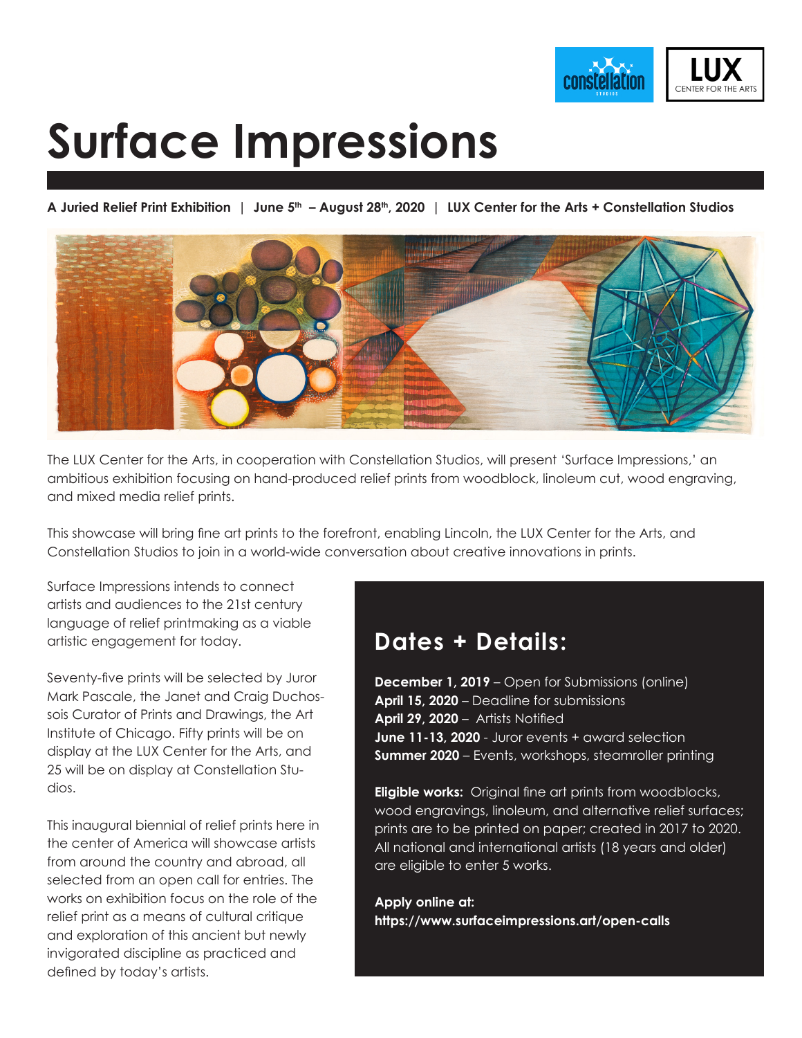# Surface Impressions

**A Juried Relief Print Exhibition | June 5th – August 28th, 2020 | LUX Center for the Arts + Constellation Studios**

The LUX Center for the Arts, in cooperation with Constellation Studios, will present 'Surface Impressions,' an ambitious exhibition focusing on hand-produced relief prints from woodblock, linoleum cut, wood engraving, and mixed media relief prints.

This showcase will bring fine art prints to the forefront, enabling Lincoln, the LUX Center for the Arts, and Constellation Studios to join in a world-wide conversation about creative innovations in prints.

Surface Impressions intends to connect artists and audiences to the 21st century language of relief printmaking as a viable artistic engagement for today.

Seventy-five prints will be selected by Juror Mark Pascale, the Janet and Craig Duchossois Curator of Prints and Drawings, the Art Institute of Chicago. Fifty prints will be on display at the LUX Center for the Arts, and 25 will be on display at Constellation Studios.

This inaugural biennial of relief prints here in the center of America will showcase artists from around the country and abroad, all selected from an open call for entries. The works on exhibition focus on the role of the relief print as a means of cultural critique and exploration of this ancient but newly invigorated discipline as practiced and defined by today's artists.

## Dates + Details:

**December 1, 2019** – Open for Submissions (online)
**April 15, 2020** – Deadline for submissions
**April 29, 2020** – Artists Notified
**June 11-13, 2020** - Juror events + award selection
**Summer 2020** – Events, workshops, steamroller printing

**Eligible works:** Original fine art prints from woodblocks, wood engravings, linoleum, and alternative relief surfaces; prints are to be printed on paper; created in 2017 to 2020. All national and international artists (18 years and older) are eligible to enter 5 works.

**Apply online at:**
**https://www.surfaceimpressions.art/open-calls**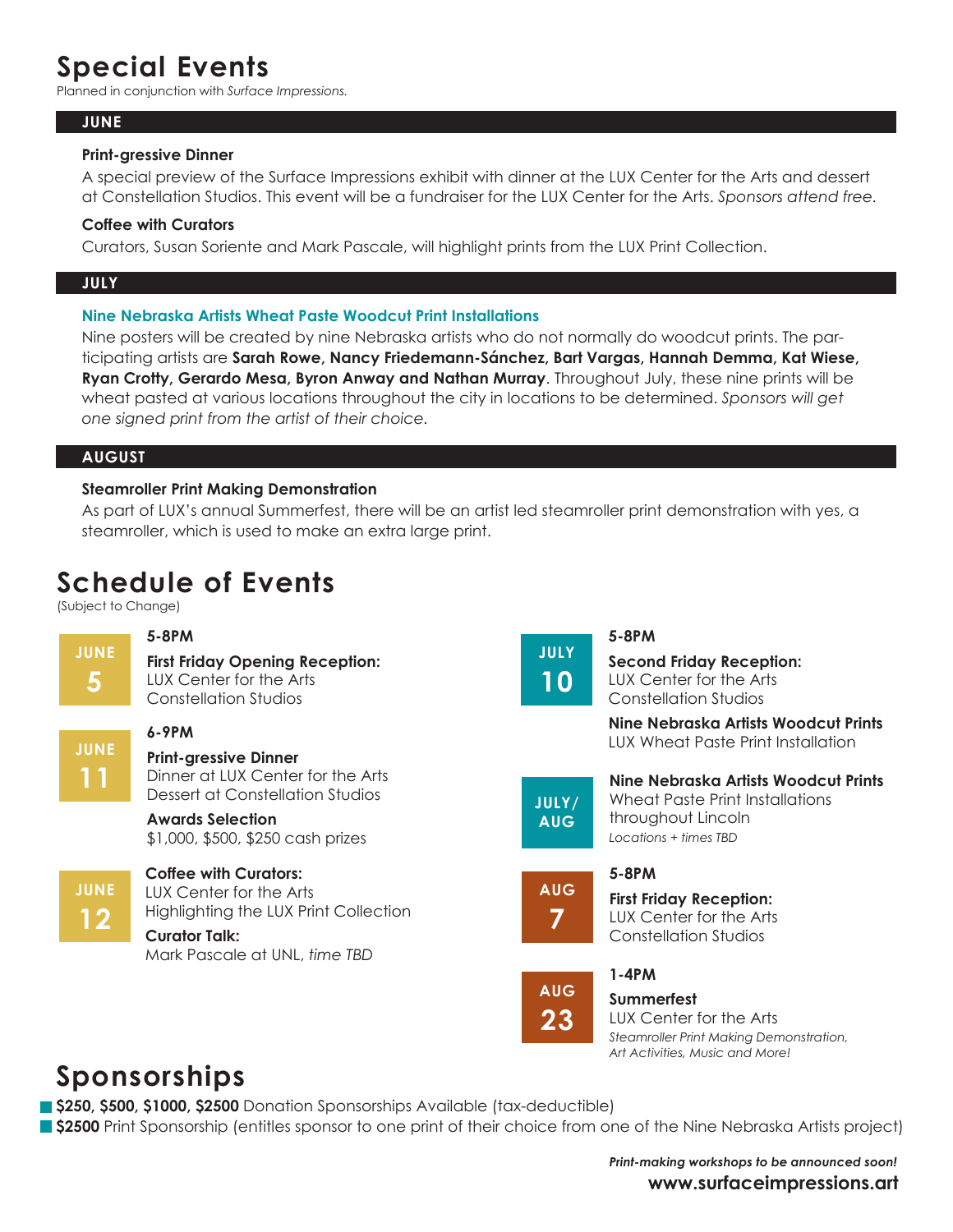# Special Events

Planned in conjunction with *Surface Impressions.*

## JUNE

**Print-gressive Dinner**

A special preview of the Surface Impressions exhibit with dinner at the LUX Center for the Arts and dessert at Constellation Studios. This event will be a fundraiser for the LUX Center for the Arts. *Sponsors attend free.*

**Coffee with Curators**

Curators, Susan Soriente and Mark Pascale, will highlight prints from the LUX Print Collection.

## JULY

**Nine Nebraska Artists Wheat Paste Woodcut Print Installations**

Nine posters will be created by nine Nebraska artists who do not normally do woodcut prints. The participating artists are **Sarah Rowe, Nancy Friedemann-Sánchez, Bart Vargas, Hannah Demma, Kat Wiese, Ryan Crotty, Gerardo Mesa, Byron Anway and Nathan Murray**. Throughout July, these nine prints will be wheat pasted at various locations throughout the city in locations to be determined. *Sponsors will get one signed print from the artist of their choice.*

## AUGUST

**Steamroller Print Making Demonstration**

As part of LUX's annual Summerfest, there will be an artist led steamroller print demonstration with yes, a steamroller, which is used to make an extra large print.

# Schedule of Events

(Subject to Change)

**JUNE 5**

**5-8PM**

**First Friday Opening Reception:**
LUX Center for the Arts
Constellation Studios

**JUNE 11**

**6-9PM**

**Print-gressive Dinner**
Dinner at LUX Center for the Arts
Dessert at Constellation Studios

**Awards Selection**
$1,000, $500, $250 cash prizes

**JUNE 12**

**Coffee with Curators:**
LUX Center for the Arts
Highlighting the LUX Print Collection

**Curator Talk:**
Mark Pascale at UNL, *time TBD*

**JULY 10**

**5-8PM**

**Second Friday Reception:**
LUX Center for the Arts
Constellation Studios

**Nine Nebraska Artists Woodcut Prints**
LUX Wheat Paste Print Installation

**JULY/AUG**

**Nine Nebraska Artists Woodcut Prints**
Wheat Paste Print Installations
throughout Lincoln
*Locations + times TBD*

**AUG 7**

**5-8PM**

**First Friday Reception:**
LUX Center for the Arts
Constellation Studios

**AUG 23**

**1-4PM**

**Summerfest**
LUX Center for the Arts
*Steamroller Print Making Demonstration, Art Activities, Music and More!*

# Sponsorships

- **$250, $500, $1000, $2500** Donation Sponsorships Available (tax-deductible)
- **$2500** Print Sponsorship (entitles sponsor to one print of their choice from one of the Nine Nebraska Artists project)

***Print-making workshops to be announced soon!***

**www.surfaceimpressions.art**